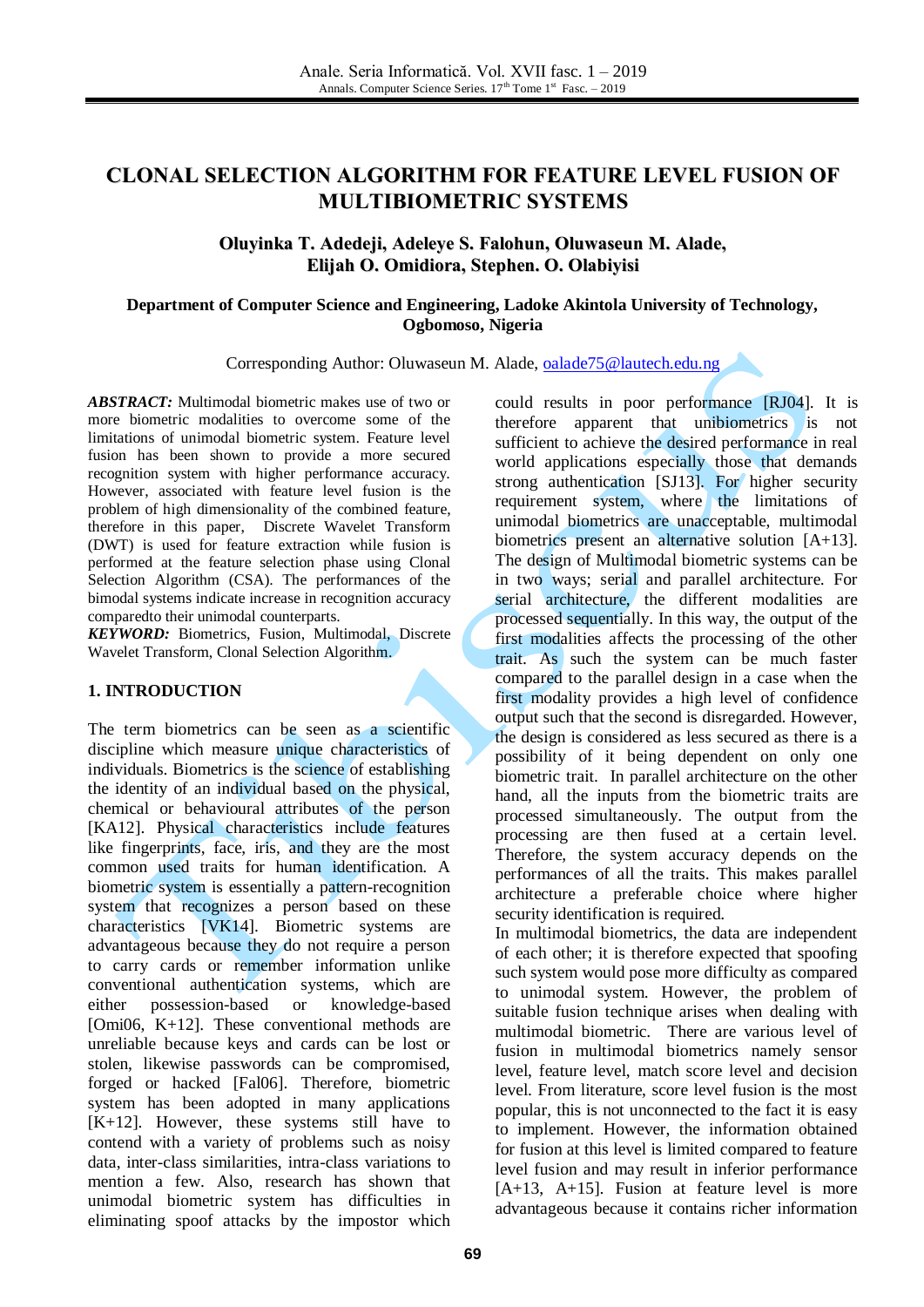# CLONAL SELECTION ALGORITHM FOR FEATURE LEVEL FUSION OF MULTIBIOMETRIC SYSTEMS

**Oluyinka T. Adedeji, Adeleye S. Falohun, Oluwaseun M. Alade, Elijah O. Omidiora, Stephen. O. Olabiyisi**

**Department of Computer Science and Engineering, Ladoke Akintola University of Technology, Ogbomoso, Nigeria**

Corresponding Author: Oluwaseun M. Alade, oalade75@lautech.edu.ng

***ABSTRACT:*** Multimodal biometric makes use of two or more biometric modalities to overcome some of the limitations of unimodal biometric system. Feature level fusion has been shown to provide a more secured recognition system with higher performance accuracy. However, associated with feature level fusion is the problem of high dimensionality of the combined feature, therefore in this paper, Discrete Wavelet Transform (DWT) is used for feature extraction while fusion is performed at the feature selection phase using Clonal Selection Algorithm (CSA). The performances of the bimodal systems indicate increase in recognition accuracy comparedto their unimodal counterparts.

***KEYWORD:*** Biometrics, Fusion, Multimodal, Discrete Wavelet Transform, Clonal Selection Algorithm.

## 1. INTRODUCTION

The term biometrics can be seen as a scientific discipline which measure unique characteristics of individuals. Biometrics is the science of establishing the identity of an individual based on the physical, chemical or behavioural attributes of the person [KA12]. Physical characteristics include features like fingerprints, face, iris, and they are the most common used traits for human identification. A biometric system is essentially a pattern-recognition system that recognizes a person based on these characteristics [VK14]. Biometric systems are advantageous because they do not require a person to carry cards or remember information unlike conventional authentication systems, which are either possession-based or knowledge-based [Omi06, K+12]. These conventional methods are unreliable because keys and cards can be lost or stolen, likewise passwords can be compromised, forged or hacked [Fal06]. Therefore, biometric system has been adopted in many applications [K+12]. However, these systems still have to contend with a variety of problems such as noisy data, inter-class similarities, intra-class variations to mention a few. Also, research has shown that unimodal biometric system has difficulties in eliminating spoof attacks by the impostor which could results in poor performance [RJ04]. It is therefore apparent that unibiometrics is not sufficient to achieve the desired performance in real world applications especially those that demands strong authentication [SJ13]. For higher security requirement system, where the limitations of unimodal biometrics are unacceptable, multimodal biometrics present an alternative solution [A+13]. The design of Multimodal biometric systems can be in two ways; serial and parallel architecture. For serial architecture, the different modalities are processed sequentially. In this way, the output of the first modalities affects the processing of the other trait. As such the system can be much faster compared to the parallel design in a case when the first modality provides a high level of confidence output such that the second is disregarded. However, the design is considered as less secured as there is a possibility of it being dependent on only one biometric trait. In parallel architecture on the other hand, all the inputs from the biometric traits are processed simultaneously. The output from the processing are then fused at a certain level. Therefore, the system accuracy depends on the performances of all the traits. This makes parallel architecture a preferable choice where higher security identification is required.

In multimodal biometrics, the data are independent of each other; it is therefore expected that spoofing such system would pose more difficulty as compared to unimodal system. However, the problem of suitable fusion technique arises when dealing with multimodal biometric. There are various level of fusion in multimodal biometrics namely sensor level, feature level, match score level and decision level. From literature, score level fusion is the most popular, this is not unconnected to the fact it is easy to implement. However, the information obtained for fusion at this level is limited compared to feature level fusion and may result in inferior performance [A+13, A+15]. Fusion at feature level is more advantageous because it contains richer information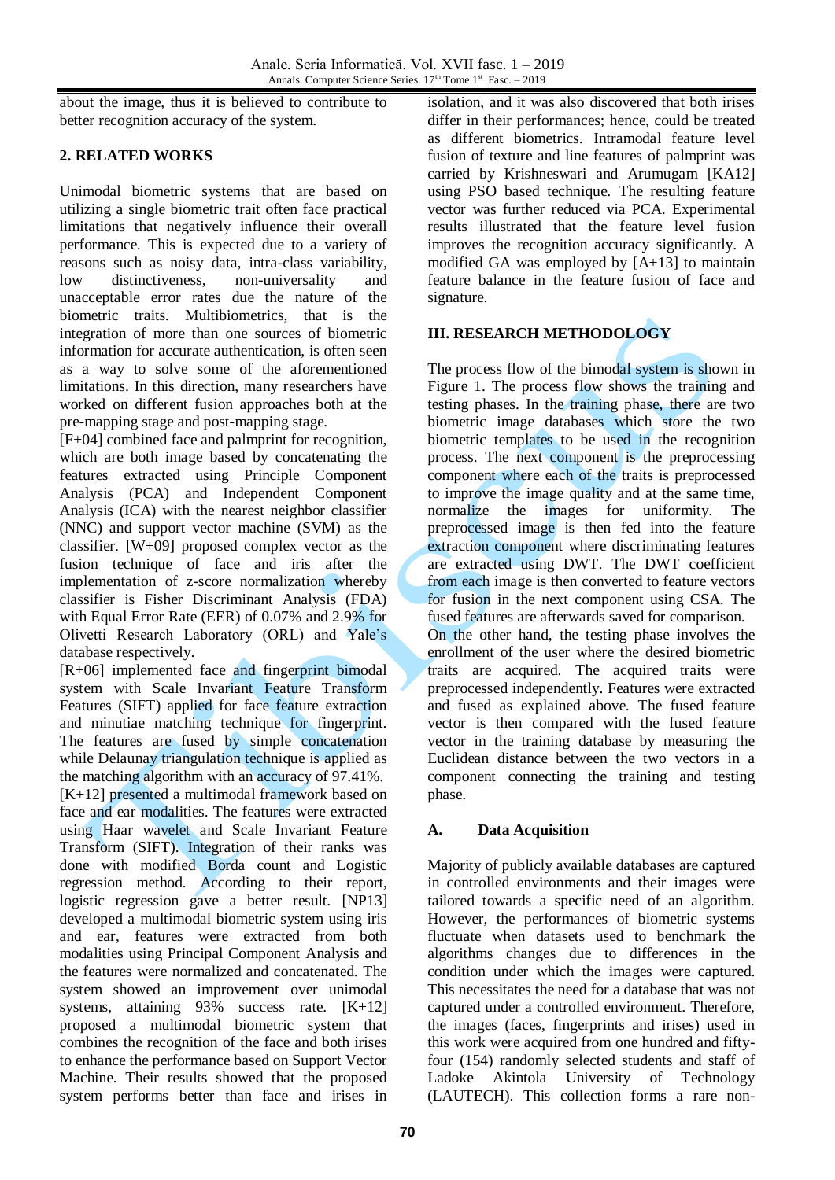about the image, thus it is believed to contribute to better recognition accuracy of the system.

## 2. RELATED WORKS

Unimodal biometric systems that are based on utilizing a single biometric trait often face practical limitations that negatively influence their overall performance. This is expected due to a variety of reasons such as noisy data, intra-class variability, low distinctiveness, non-universality and unacceptable error rates due the nature of the biometric traits. Multibiometrics, that is the integration of more than one sources of biometric information for accurate authentication, is often seen as a way to solve some of the aforementioned limitations. In this direction, many researchers have worked on different fusion approaches both at the pre-mapping stage and post-mapping stage.

[F+04] combined face and palmprint for recognition, which are both image based by concatenating the features extracted using Principle Component Analysis (PCA) and Independent Component Analysis (ICA) with the nearest neighbor classifier (NNC) and support vector machine (SVM) as the classifier. [W+09] proposed complex vector as the fusion technique of face and iris after the implementation of z-score normalization whereby classifier is Fisher Discriminant Analysis (FDA) with Equal Error Rate (EER) of 0.07% and 2.9% for Olivetti Research Laboratory (ORL) and Yale's database respectively.

[R+06] implemented face and fingerprint bimodal system with Scale Invariant Feature Transform Features (SIFT) applied for face feature extraction and minutiae matching technique for fingerprint. The features are fused by simple concatenation while Delaunay triangulation technique is applied as the matching algorithm with an accuracy of 97.41%. [K+12] presented a multimodal framework based on face and ear modalities. The features were extracted using Haar wavelet and Scale Invariant Feature Transform (SIFT). Integration of their ranks was done with modified Borda count and Logistic regression method. According to their report, logistic regression gave a better result. [NP13] developed a multimodal biometric system using iris and ear, features were extracted from both modalities using Principal Component Analysis and the features were normalized and concatenated. The system showed an improvement over unimodal systems, attaining 93% success rate. [K+12] proposed a multimodal biometric system that combines the recognition of the face and both irises to enhance the performance based on Support Vector Machine. Their results showed that the proposed system performs better than face and irises in isolation, and it was also discovered that both irises differ in their performances; hence, could be treated as different biometrics. Intramodal feature level fusion of texture and line features of palmprint was carried by Krishneswari and Arumugam [KA12] using PSO based technique. The resulting feature vector was further reduced via PCA. Experimental results illustrated that the feature level fusion improves the recognition accuracy significantly. A modified GA was employed by [A+13] to maintain feature balance in the feature fusion of face and signature.

## III. RESEARCH METHODOLOGY

The process flow of the bimodal system is shown in Figure 1. The process flow shows the training and testing phases. In the training phase, there are two biometric image databases which store the two biometric templates to be used in the recognition process. The next component is the preprocessing component where each of the traits is preprocessed to improve the image quality and at the same time, normalize the images for uniformity. The preprocessed image is then fed into the feature extraction component where discriminating features are extracted using DWT. The DWT coefficient from each image is then converted to feature vectors for fusion in the next component using CSA. The fused features are afterwards saved for comparison.

On the other hand, the testing phase involves the enrollment of the user where the desired biometric traits are acquired. The acquired traits were preprocessed independently. Features were extracted and fused as explained above. The fused feature vector is then compared with the fused feature vector in the training database by measuring the Euclidean distance between the two vectors in a component connecting the training and testing phase.

### A. Data Acquisition

Majority of publicly available databases are captured in controlled environments and their images were tailored towards a specific need of an algorithm. However, the performances of biometric systems fluctuate when datasets used to benchmark the algorithms changes due to differences in the condition under which the images were captured. This necessitates the need for a database that was not captured under a controlled environment. Therefore, the images (faces, fingerprints and irises) used in this work were acquired from one hundred and fifty-four (154) randomly selected students and staff of Ladoke Akintola University of Technology (LAUTECH). This collection forms a rare non-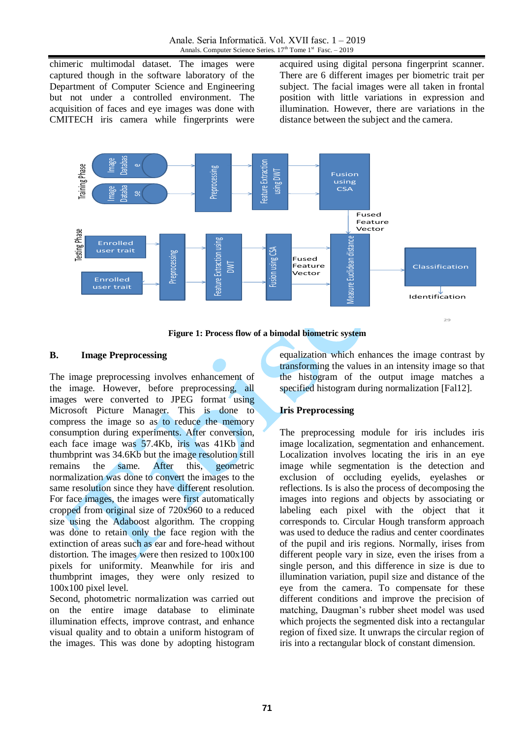chimeric multimodal dataset. The images were captured though in the software laboratory of the Department of Computer Science and Engineering but not under a controlled environment. The acquisition of faces and eye images was done with CMITECH iris camera while fingerprints were acquired using digital persona fingerprint scanner. There are 6 different images per biometric trait per subject. The facial images were all taken in frontal position with little variations in expression and illumination. However, there are variations in the distance between the subject and the camera.

**Figure 1: Process flow of a bimodal biometric system**

### B. Image Preprocessing

The image preprocessing involves enhancement of the image. However, before preprocessing, all images were converted to JPEG format using Microsoft Picture Manager. This is done to compress the image so as to reduce the memory consumption during experiments. After conversion, each face image was 57.4Kb, iris was 41Kb and thumbprint was 34.6Kb but the image resolution still remains the same. After this, geometric normalization was done to convert the images to the same resolution since they have different resolution. For face images, the images were first automatically cropped from original size of 720x960 to a reduced size using the Adaboost algorithm. The cropping was done to retain only the face region with the extinction of areas such as ear and fore-head without distortion. The images were then resized to 100x100 pixels for uniformity. Meanwhile for iris and thumbprint images, they were only resized to 100x100 pixel level.

Second, photometric normalization was carried out on the entire image database to eliminate illumination effects, improve contrast, and enhance visual quality and to obtain a uniform histogram of the images. This was done by adopting histogram equalization which enhances the image contrast by transforming the values in an intensity image so that the histogram of the output image matches a specified histogram during normalization [Fal12].

**Iris Preprocessing**

The preprocessing module for iris includes iris image localization, segmentation and enhancement. Localization involves locating the iris in an eye image while segmentation is the detection and exclusion of occluding eyelids, eyelashes or reflections. Is is also the process of decomposing the images into regions and objects by associating or labeling each pixel with the object that it corresponds to. Circular Hough transform approach was used to deduce the radius and center coordinates of the pupil and iris regions. Normally, irises from different people vary in size, even the irises from a single person, and this difference in size is due to illumination variation, pupil size and distance of the eye from the camera. To compensate for these different conditions and improve the precision of matching, Daugman's rubber sheet model was used which projects the segmented disk into a rectangular region of fixed size. It unwraps the circular region of iris into a rectangular block of constant dimension.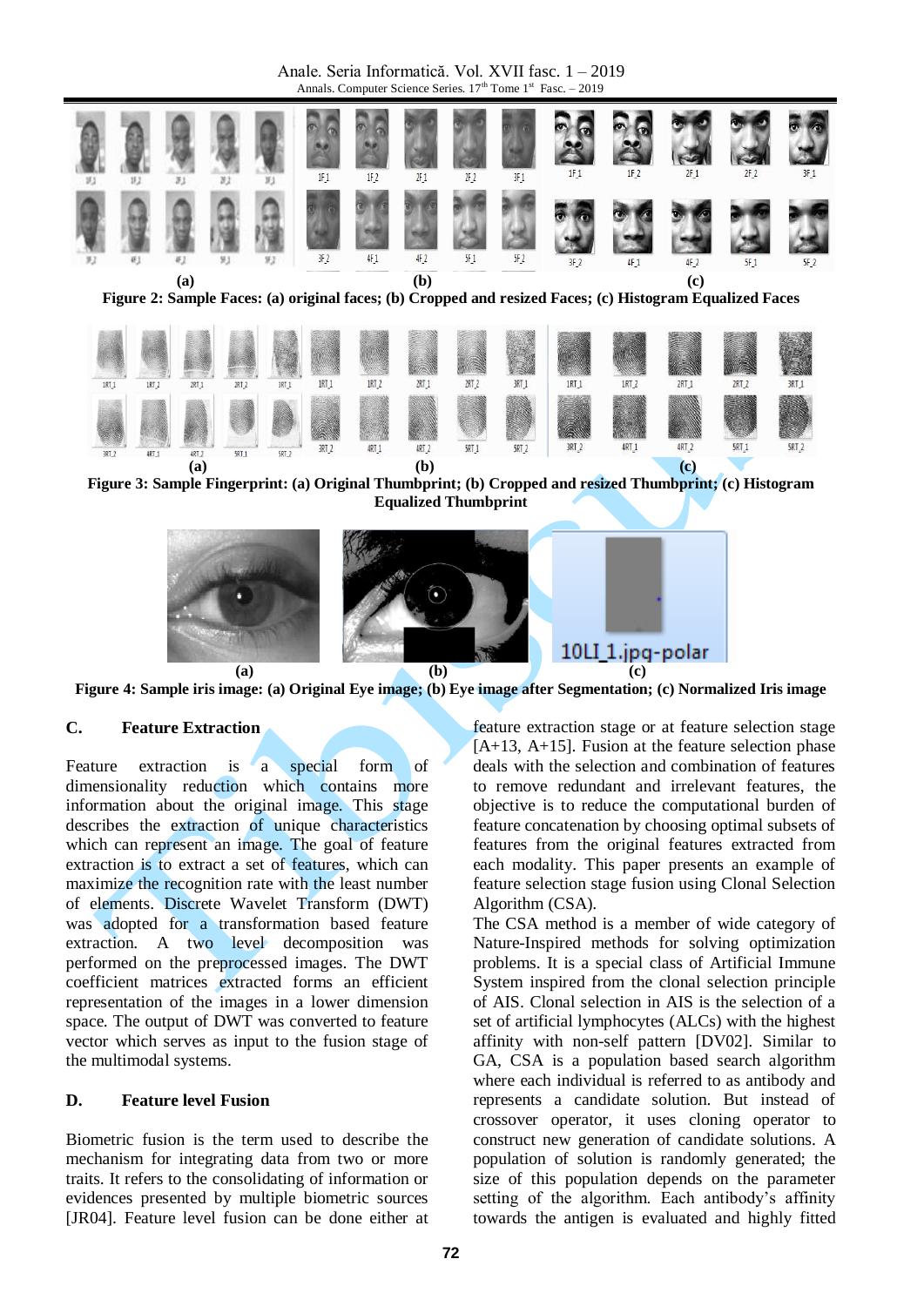(a) (b) (c)

**Figure 2: Sample Faces: (a) original faces; (b) Cropped and resized Faces; (c) Histogram Equalized Faces**

(a) (b) (c)

**Figure 3: Sample Fingerprint: (a) Original Thumbprint; (b) Cropped and resized Thumbprint; (c) Histogram Equalized Thumbprint**

(a) (b) (c)

**Figure 4: Sample iris image: (a) Original Eye image; (b) Eye image after Segmentation; (c) Normalized Iris image**

### C. Feature Extraction

Feature extraction is a special form of dimensionality reduction which contains more information about the original image. This stage describes the extraction of unique characteristics which can represent an image. The goal of feature extraction is to extract a set of features, which can maximize the recognition rate with the least number of elements. Discrete Wavelet Transform (DWT) was adopted for a transformation based feature extraction. A two level decomposition was performed on the preprocessed images. The DWT coefficient matrices extracted forms an efficient representation of the images in a lower dimension space. The output of DWT was converted to feature vector which serves as input to the fusion stage of the multimodal systems.

### D. Feature level Fusion

Biometric fusion is the term used to describe the mechanism for integrating data from two or more traits. It refers to the consolidating of information or evidences presented by multiple biometric sources [JR04]. Feature level fusion can be done either at feature extraction stage or at feature selection stage [A+13, A+15]. Fusion at the feature selection phase deals with the selection and combination of features to remove redundant and irrelevant features, the objective is to reduce the computational burden of feature concatenation by choosing optimal subsets of features from the original features extracted from each modality. This paper presents an example of feature selection stage fusion using Clonal Selection Algorithm (CSA).

The CSA method is a member of wide category of Nature-Inspired methods for solving optimization problems. It is a special class of Artificial Immune System inspired from the clonal selection principle of AIS. Clonal selection in AIS is the selection of a set of artificial lymphocytes (ALCs) with the highest affinity with non-self pattern [DV02]. Similar to GA, CSA is a population based search algorithm where each individual is referred to as antibody and represents a candidate solution. But instead of crossover operator, it uses cloning operator to construct new generation of candidate solutions. A population of solution is randomly generated; the size of this population depends on the parameter setting of the algorithm. Each antibody's affinity towards the antigen is evaluated and highly fitted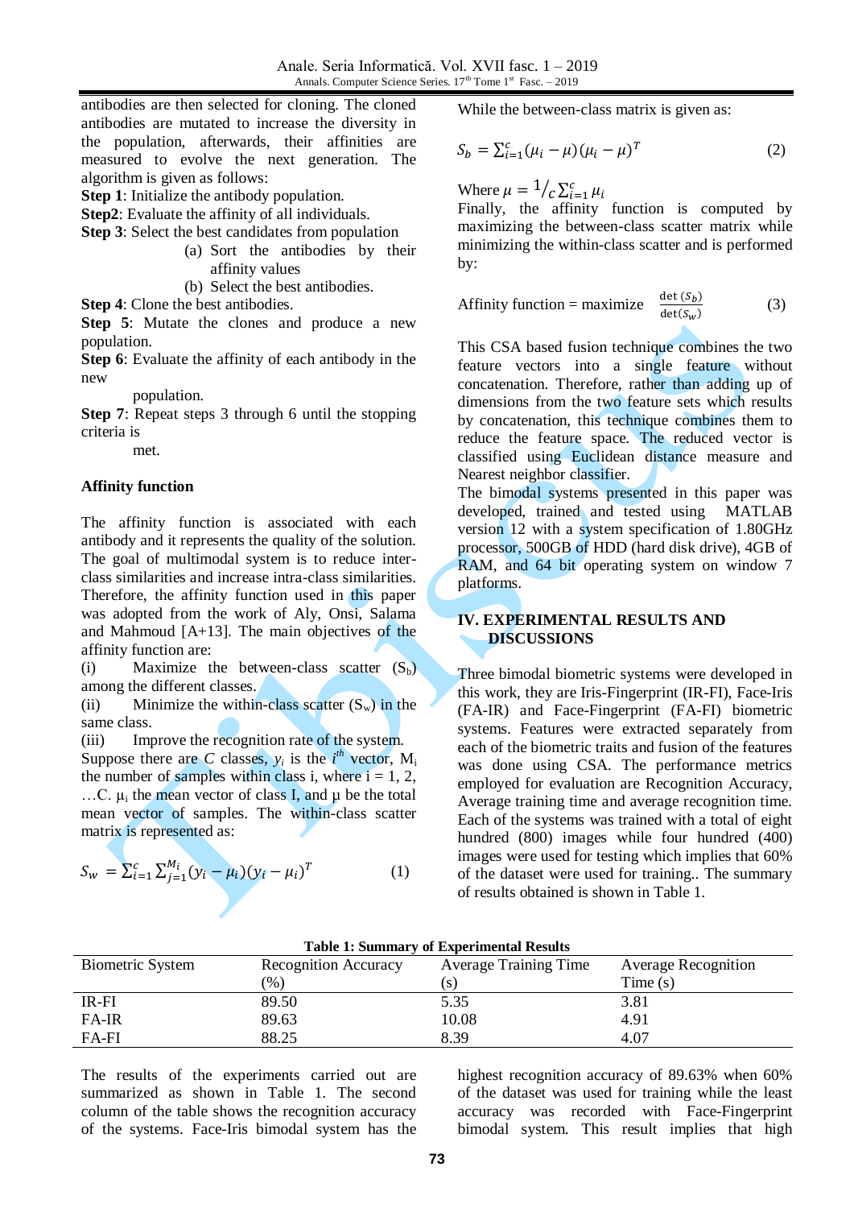antibodies are then selected for cloning. The cloned antibodies are mutated to increase the diversity in the population, afterwards, their affinities are measured to evolve the next generation. The algorithm is given as follows:

**Step 1**: Initialize the antibody population.

**Step2**: Evaluate the affinity of all individuals.

**Step 3**: Select the best candidates from population

(a) Sort the antibodies by their affinity values

(b) Select the best antibodies.

**Step 4**: Clone the best antibodies.

**Step 5**: Mutate the clones and produce a new population.

**Step 6**: Evaluate the affinity of each antibody in the new population.

**Step 7**: Repeat steps 3 through 6 until the stopping criteria is met.

**Affinity function**

The affinity function is associated with each antibody and it represents the quality of the solution. The goal of multimodal system is to reduce inter-class similarities and increase intra-class similarities. Therefore, the affinity function used in this paper was adopted from the work of Aly, Onsi, Salama and Mahmoud [A+13]. The main objectives of the affinity function are:

(i) Maximize the between-class scatter ($S_b$) among the different classes.

(ii) Minimize the within-class scatter ($S_w$) in the same class.

(iii) Improve the recognition rate of the system.

Suppose there are $C$ classes, $y_i$ is the $i^{th}$ vector, $M_i$ the number of samples within class i, where i = 1, 2, …C. $\mu_i$ the mean vector of class I, and $\mu$ be the total mean vector of samples. The within-class scatter matrix is represented as:

$$S_w = \sum_{i=1}^{c} \sum_{j=1}^{M_i} (y_i - \mu_i)(y_i - \mu_i)^T \qquad (1)$$

While the between-class matrix is given as:

$$S_b = \sum_{i=1}^{c} (\mu_i - \mu)(\mu_i - \mu)^T \qquad (2)$$

Where $\mu = {}^1\!/_c \sum_{i=1}^{c} \mu_i$

Finally, the affinity function is computed by maximizing the between-class scatter matrix while minimizing the within-class scatter and is performed by:

$$\text{Affinity function} = \text{maximize} \quad \frac{\det(S_b)}{\det(S_w)} \qquad (3)$$

This CSA based fusion technique combines the two feature vectors into a single feature without concatenation. Therefore, rather than adding up of dimensions from the two feature sets which results by concatenation, this technique combines them to reduce the feature space. The reduced vector is classified using Euclidean distance measure and Nearest neighbor classifier.

The bimodal systems presented in this paper was developed, trained and tested using MATLAB version 12 with a system specification of 1.80GHz processor, 500GB of HDD (hard disk drive), 4GB of RAM, and 64 bit operating system on window 7 platforms.

## IV. EXPERIMENTAL RESULTS AND DISCUSSIONS

Three bimodal biometric systems were developed in this work, they are Iris-Fingerprint (IR-FI), Face-Iris (FA-IR) and Face-Fingerprint (FA-FI) biometric systems. Features were extracted separately from each of the biometric traits and fusion of the features was done using CSA. The performance metrics employed for evaluation are Recognition Accuracy, Average training time and average recognition time. Each of the systems was trained with a total of eight hundred (800) images while four hundred (400) images were used for testing which implies that 60% of the dataset were used for training.. The summary of results obtained is shown in Table 1.

**Table 1: Summary of Experimental Results**

| Biometric System | Recognition Accuracy (%) | Average Training Time (s) | Average Recognition Time (s) |
|---|---|---|---|
| IR-FI | 89.50 | 5.35 | 3.81 |
| FA-IR | 89.63 | 10.08 | 4.91 |
| FA-FI | 88.25 | 8.39 | 4.07 |

The results of the experiments carried out are summarized as shown in Table 1. The second column of the table shows the recognition accuracy of the systems. Face-Iris bimodal system has the highest recognition accuracy of 89.63% when 60% of the dataset was used for training while the least accuracy was recorded with Face-Fingerprint bimodal system. This result implies that high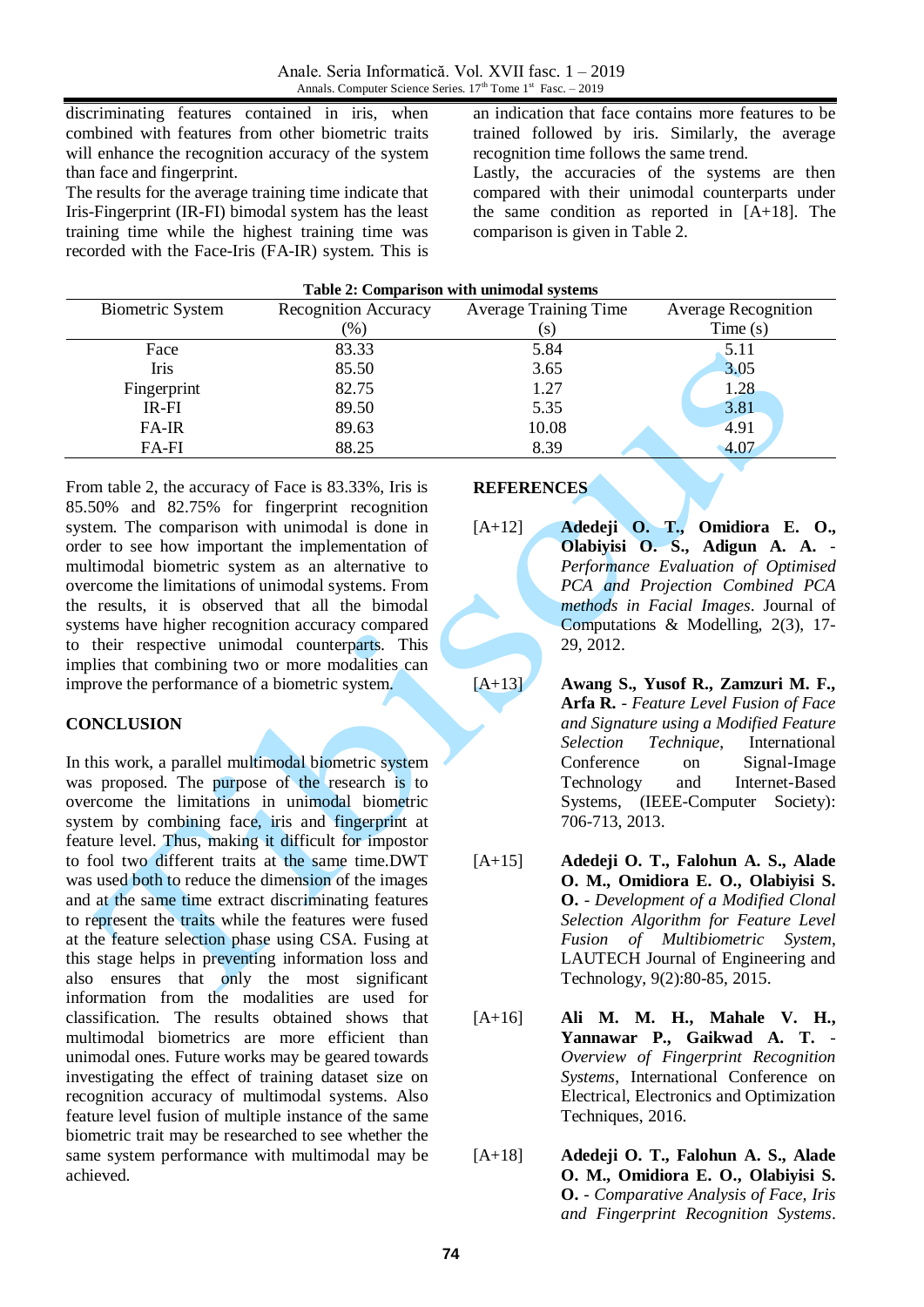discriminating features contained in iris, when combined with features from other biometric traits will enhance the recognition accuracy of the system than face and fingerprint.

The results for the average training time indicate that Iris-Fingerprint (IR-FI) bimodal system has the least training time while the highest training time was recorded with the Face-Iris (FA-IR) system. This is an indication that face contains more features to be trained followed by iris. Similarly, the average recognition time follows the same trend.

Lastly, the accuracies of the systems are then compared with their unimodal counterparts under the same condition as reported in [A+18]. The comparison is given in Table 2.

**Table 2: Comparison with unimodal systems**

| Biometric System | Recognition Accuracy (%) | Average Training Time (s) | Average Recognition Time (s) |
|---|---|---|---|
| Face | 83.33 | 5.84 | 5.11 |
| Iris | 85.50 | 3.65 | 3.05 |
| Fingerprint | 82.75 | 1.27 | 1.28 |
| IR-FI | 89.50 | 5.35 | 3.81 |
| FA-IR | 89.63 | 10.08 | 4.91 |
| FA-FI | 88.25 | 8.39 | 4.07 |

From table 2, the accuracy of Face is 83.33%, Iris is 85.50% and 82.75% for fingerprint recognition system. The comparison with unimodal is done in order to see how important the implementation of multimodal biometric system as an alternative to overcome the limitations of unimodal systems. From the results, it is observed that all the bimodal systems have higher recognition accuracy compared to their respective unimodal counterparts. This implies that combining two or more modalities can improve the performance of a biometric system.

## CONCLUSION

In this work, a parallel multimodal biometric system was proposed. The purpose of the research is to overcome the limitations in unimodal biometric system by combining face, iris and fingerprint at feature level. Thus, making it difficult for impostor to fool two different traits at the same time.DWT was used both to reduce the dimension of the images and at the same time extract discriminating features to represent the traits while the features were fused at the feature selection phase using CSA. Fusing at this stage helps in preventing information loss and also ensures that only the most significant information from the modalities are used for classification. The results obtained shows that multimodal biometrics are more efficient than unimodal ones. Future works may be geared towards investigating the effect of training dataset size on recognition accuracy of multimodal systems. Also feature level fusion of multiple instance of the same biometric trait may be researched to see whether the same system performance with multimodal may be achieved.

## REFERENCES

[A+12] **Adedeji O. T., Omidiora E. O., Olabiyisi O. S., Adigun A. A.** - *Performance Evaluation of Optimised PCA and Projection Combined PCA methods in Facial Images*. Journal of Computations & Modelling, 2(3), 17-29, 2012.

[A+13] **Awang S., Yusof R., Zamzuri M. F., Arfa R.** - *Feature Level Fusion of Face and Signature using a Modified Feature Selection Technique*, International Conference on Signal-Image Technology and Internet-Based Systems, (IEEE-Computer Society): 706-713, 2013.

[A+15] **Adedeji O. T., Falohun A. S., Alade O. M., Omidiora E. O., Olabiyisi S. O.** - *Development of a Modified Clonal Selection Algorithm for Feature Level Fusion of Multibiometric System*, LAUTECH Journal of Engineering and Technology, 9(2):80-85, 2015.

[A+16] **Ali M. M. H., Mahale V. H., Yannawar P., Gaikwad A. T.** - *Overview of Fingerprint Recognition Systems*, International Conference on Electrical, Electronics and Optimization Techniques, 2016.

[A+18] **Adedeji O. T., Falohun A. S., Alade O. M., Omidiora E. O., Olabiyisi S. O.** - *Comparative Analysis of Face, Iris and Fingerprint Recognition Systems*.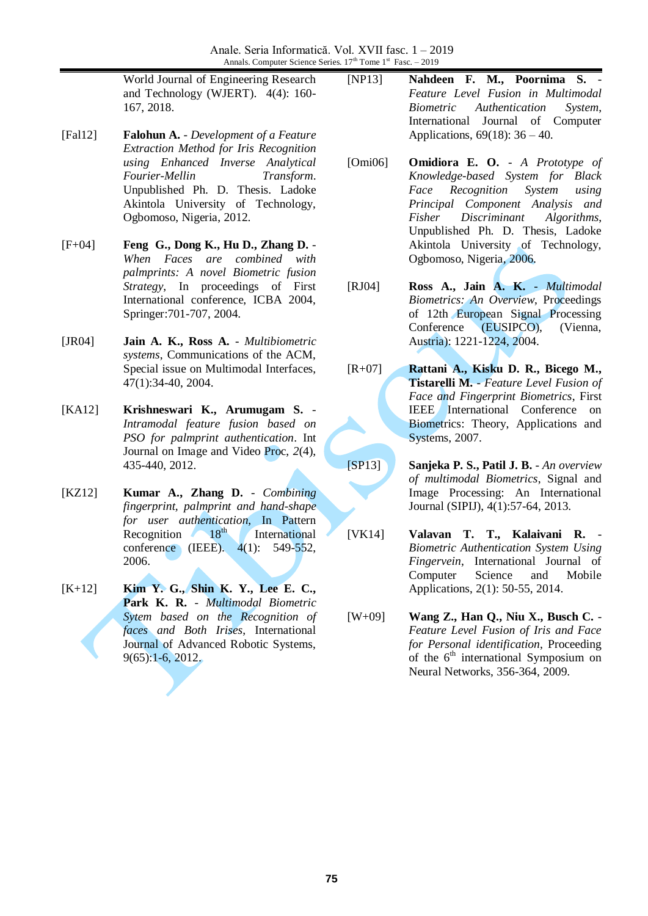World Journal of Engineering Research and Technology (WJERT). 4(4): 160-167, 2018.

[Fal12] **Falohun A.** - *Development of a Feature Extraction Method for Iris Recognition using Enhanced Inverse Analytical Fourier-Mellin Transform*. Unpublished Ph. D. Thesis. Ladoke Akintola University of Technology, Ogbomoso, Nigeria, 2012.

[F+04] **Feng G., Dong K., Hu D., Zhang D.** - *When Faces are combined with palmprints: A novel Biometric fusion Strategy*, In proceedings of First International conference, ICBA 2004, Springer:701-707, 2004.

[JR04] **Jain A. K., Ross A.** - *Multibiometric systems*, Communications of the ACM, Special issue on Multimodal Interfaces, 47(1):34-40, 2004.

[KA12] **Krishneswari K., Arumugam S.** - *Intramodal feature fusion based on PSO for palmprint authentication*. Int Journal on Image and Video Proc, 2(4), 435-440, 2012.

[KZ12] **Kumar A., Zhang D.** - *Combining fingerprint, palmprint and hand-shape for user authentication*, In Pattern Recognition 18th International conference (IEEE). 4(1): 549-552, 2006.

[K+12] **Kim Y. G., Shin K. Y., Lee E. C., Park K. R.** - *Multimodal Biometric Sytem based on the Recognition of faces and Both Irises*, International Journal of Advanced Robotic Systems, 9(65):1-6, 2012.

[NP13] **Nahdeen F. M., Poornima S.** - *Feature Level Fusion in Multimodal Biometric Authentication System*, International Journal of Computer Applications, 69(18): 36 – 40.

[Omi06] **Omidiora E. O.** - *A Prototype of Knowledge-based System for Black Face Recognition System using Principal Component Analysis and Fisher Discriminant Algorithms*, Unpublished Ph. D. Thesis, Ladoke Akintola University of Technology, Ogbomoso, Nigeria, 2006.

[RJ04] **Ross A., Jain A. K.** - *Multimodal Biometrics: An Overview*, Proceedings of 12th European Signal Processing Conference (EUSIPCO), (Vienna, Austria): 1221-1224, 2004.

[R+07] **Rattani A., Kisku D. R., Bicego M., Tistarelli M.** - *Feature Level Fusion of Face and Fingerprint Biometrics*, First IEEE International Conference on Biometrics: Theory, Applications and Systems, 2007.

[SP13] **Sanjeka P. S., Patil J. B.** - *An overview of multimodal Biometrics*, Signal and Image Processing: An International Journal (SIPIJ), 4(1):57-64, 2013.

[VK14] **Valavan T. T., Kalaivani R.** - *Biometric Authentication System Using Fingervein*, International Journal of Computer Science and Mobile Applications, 2(1): 50-55, 2014.

[W+09] **Wang Z., Han Q., Niu X., Busch C.** - *Feature Level Fusion of Iris and Face for Personal identification*, Proceeding of the 6th international Symposium on Neural Networks, 356-364, 2009.